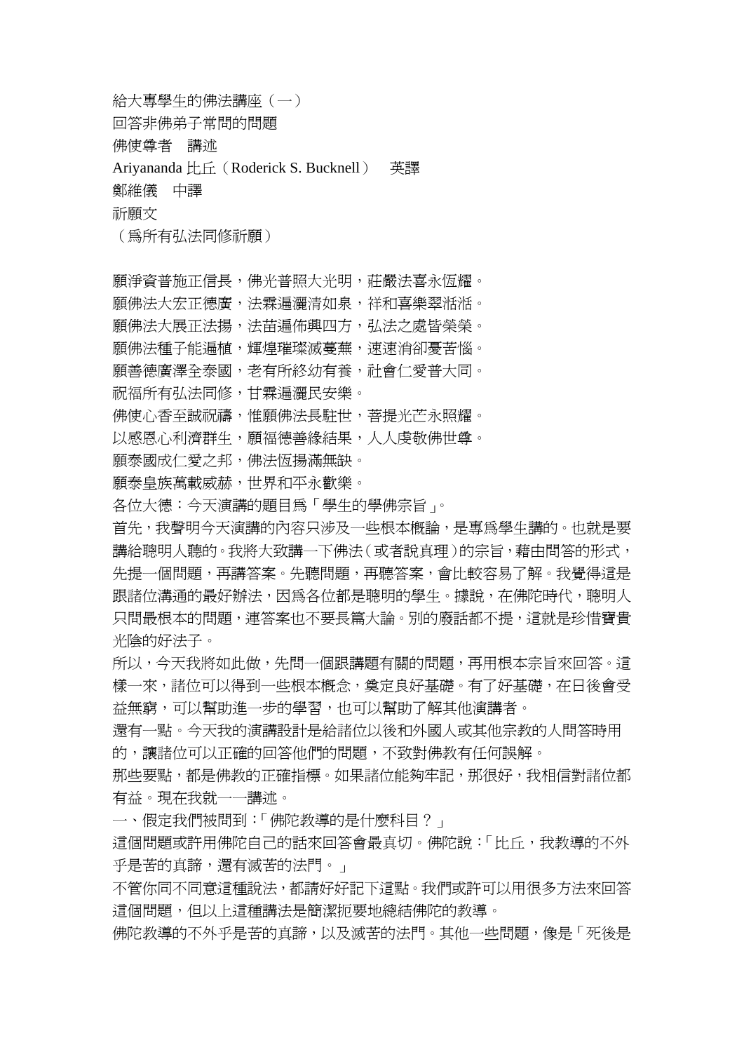# 給大專學生的佛法講座（一）

## 回答非佛弟子常問的問題

佛使尊者　講述

Ariyananda 比丘（Roderick S. Bucknell）　英譯

鄭維儀　中譯

### 祈願文

（爲所有弘法同修祈願）

願淨資普施正信長，佛光普照大光明，莊嚴法喜永恆耀。
願佛法大宏正德廣，法霖遍灑清如泉，祥和喜樂翠湉湉。
願佛法大展正法揚，法苗遍佈興四方，弘法之處皆榮榮。
願佛法種子能遍植，輝煌璀璨滅蔓蕪，速速消卻憂苦惱。
願善德廣澤全泰國，老有所終幼有養，社會仁愛普大同。
祝福所有弘法同修，甘霖遍灑民安樂。
佛使心香至誠祝禱，惟願佛法長駐世，菩提光芒永照耀。
以感恩心利濟群生，願福德善緣結果，人人虔敬佛世尊。
願泰國成仁愛之邦，佛法恆揚滿無缺。
願泰皇族萬載威赫，世界和平永歡樂。

各位大德：今天演講的題目爲「學生的學佛宗旨」。

首先，我聲明今天演講的內容只涉及一些根本概論，是專爲學生講的。也就是要講給聰明人聽的。我將大致講一下佛法（或者說真理）的宗旨，藉由問答的形式，先提一個問題，再講答案。先聽問題，再聽答案，會比較容易了解。我覺得這是跟諸位溝通的最好辦法，因爲各位都是聰明的學生。據說，在佛陀時代，聰明人只問最根本的問題，連答案也不要長篇大論。別的廢話都不提，這就是珍惜寶貴光陰的好法子。

所以，今天我將如此做，先問一個跟講題有關的問題，再用根本宗旨來回答。這樣一來，諸位可以得到一些根本概念，奠定良好基礎。有了好基礎，在日後會受益無窮，可以幫助進一步的學習，也可以幫助了解其他演講者。

還有一點。今天我的演講設計是給諸位以後和外國人或其他宗教的人問答時用的，讓諸位可以正確的回答他們的問題，不致對佛教有任何誤解。

那些要點，都是佛教的正確指標。如果諸位能夠牢記，那很好，我相信對諸位都有益。現在我就一一講述。

一、假定我們被問到：「佛陀教導的是什麼科目？」

這個問題或許用佛陀自己的話來回答會最真切。佛陀說：「比丘，我教導的不外乎是苦的真諦，還有滅苦的法門。」

不管你同不同意這種說法，都請好好記下這點。我們或許可以用很多方法來回答這個問題，但以上這種講法是簡潔扼要地總結佛陀的教導。

佛陀教導的不外乎是苦的真諦，以及滅苦的法門。其他一些問題，像是「死後是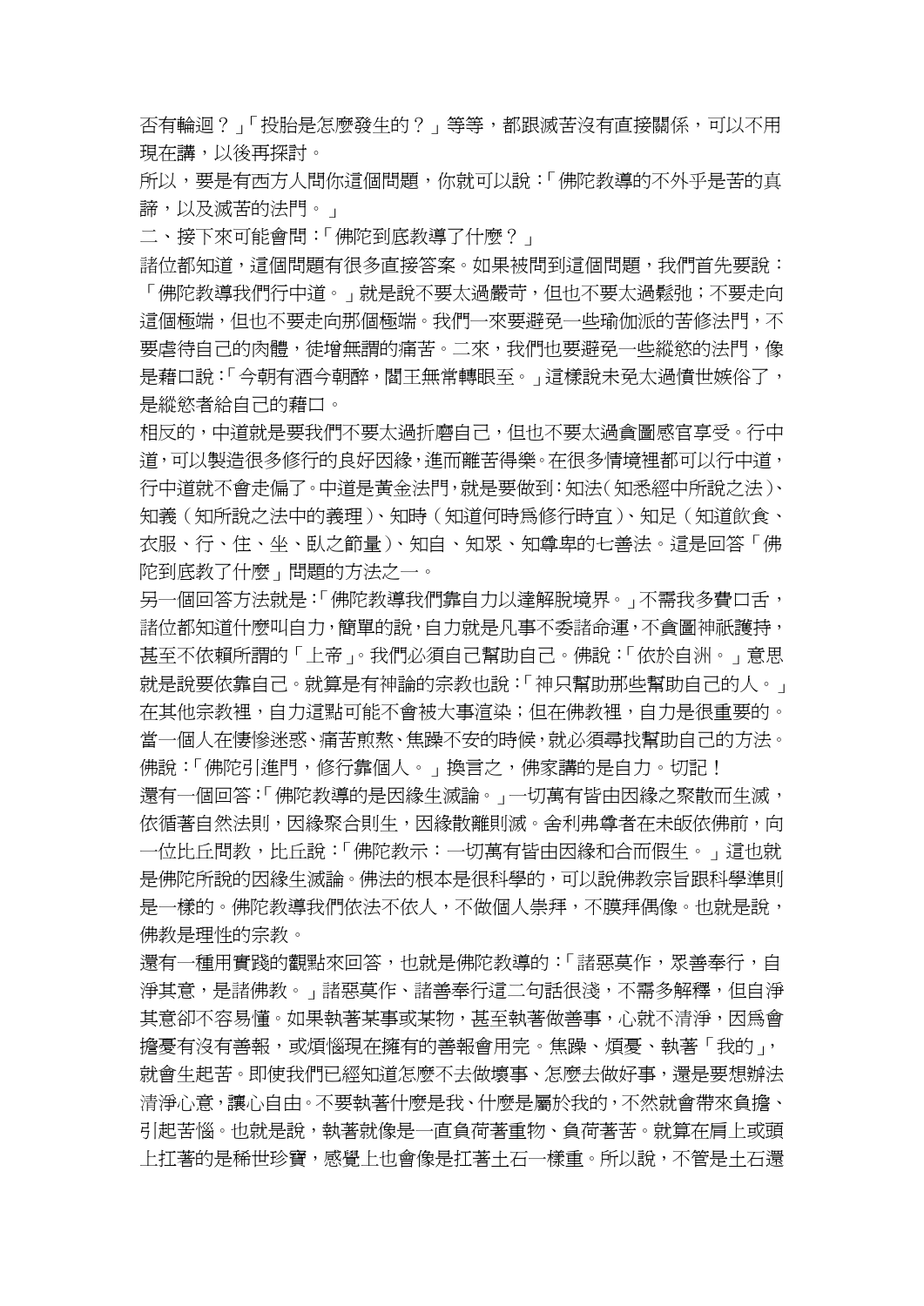否有輪迴？」「投胎是怎麼發生的？」等等，都跟滅苦沒有直接關係，可以不用現在講，以後再探討。

所以，要是有西方人問你這個問題，你就可以說：「佛陀教導的不外乎是苦的真諦，以及滅苦的法門。」

二、接下來可能會問：「佛陀到底教導了什麼？」

諸位都知道，這個問題有很多直接答案。如果被問到這個問題，我們首先要說：「佛陀教導我們行中道。」就是說不要太過嚴苛，但也不要太過鬆弛；不要走向這個極端，但也不要走向那個極端。我們一來要避免一些瑜伽派的苦修法門，不要虐待自己的肉體，徒增無謂的痛苦。二來，我們也要避免一些縱慾的法門，像是藉口說：「今朝有酒今朝醉，閻王無常轉眼至。」這樣說未免太過憤世嫉俗了，是縱慾者給自己的藉口。

相反的，中道就是要我們不要太過折磨自己，但也不要太過貪圖感官享受。行中道，可以製造很多修行的良好因緣，進而離苦得樂。在很多情境裡都可以行中道，行中道就不會走偏了。中道是黃金法門，就是要做到：知法（知悉經中所說之法）、知義（知所說之法中的義理）、知時（知道何時為修行時宜）、知足（知道飲食、衣服、行、住、坐、臥之節量）、知自、知眾、知尊卑的七善法。這是回答「佛陀到底教了什麼」問題的方法之一。

另一個回答方法就是：「佛陀教導我們靠自力以達解脫境界。」不需我多費口舌，諸位都知道什麼叫自力，簡單的說，自力就是凡事不委諸命運，不貪圖神祇護持，甚至不依賴所謂的「上帝」。我們必須自己幫助自己。佛說：「依於自洲。」意思就是說要依靠自己。就算是有神論的宗教也說：「神只幫助那些幫助自己的人。」在其他宗教裡，自力這點可能不會被大事渲染；但在佛教裡，自力是很重要的。當一個人在悽慘迷惑、痛苦煎熬、焦躁不安的時候，就必須尋找幫助自己的方法。佛說：「佛陀引進門，修行靠個人。」換言之，佛家講的是自力。切記！

還有一個回答：「佛陀教導的是因緣生滅論。」一切萬有皆由因緣之聚散而生滅，依循著自然法則，因緣聚合則生，因緣散離則滅。舍利弗尊者在未皈依佛前，向一位比丘問教，比丘說：「佛陀教示：一切萬有皆由因緣和合而假生。」這也就是佛陀所說的因緣生滅論。佛法的根本是很科學的，可以說佛教宗旨跟科學準則是一樣的。佛陀教導我們依法不依人，不做個人崇拜，不膜拜偶像。也就是說，佛教是理性的宗教。

還有一種用實踐的觀點來回答，也就是佛陀教導的：「諸惡莫作，眾善奉行，自淨其意，是諸佛教。」諸惡莫作、諸善奉行這二句話很淺，不需多解釋，但自淨其意卻不容易懂。如果執著某事或某物，甚至執著做善事，心就不清淨，因為會擔憂有沒有善報，或煩惱現在擁有的善報會用完。焦躁、煩憂、執著「我的」，就會生起苦。即使我們已經知道怎麼不去做壞事、怎麼去做好事，還是要想辦法清淨心意，讓心自由。不要執著什麼是我、什麼是屬於我的，不然就會帶來負擔、引起苦惱。也就是說，執著就像是一直負荷著重物、負荷著苦。就算在肩上或頭上扛著的是稀世珍寶，感覺上也會像是扛著土石一樣重。所以說，不管是土石還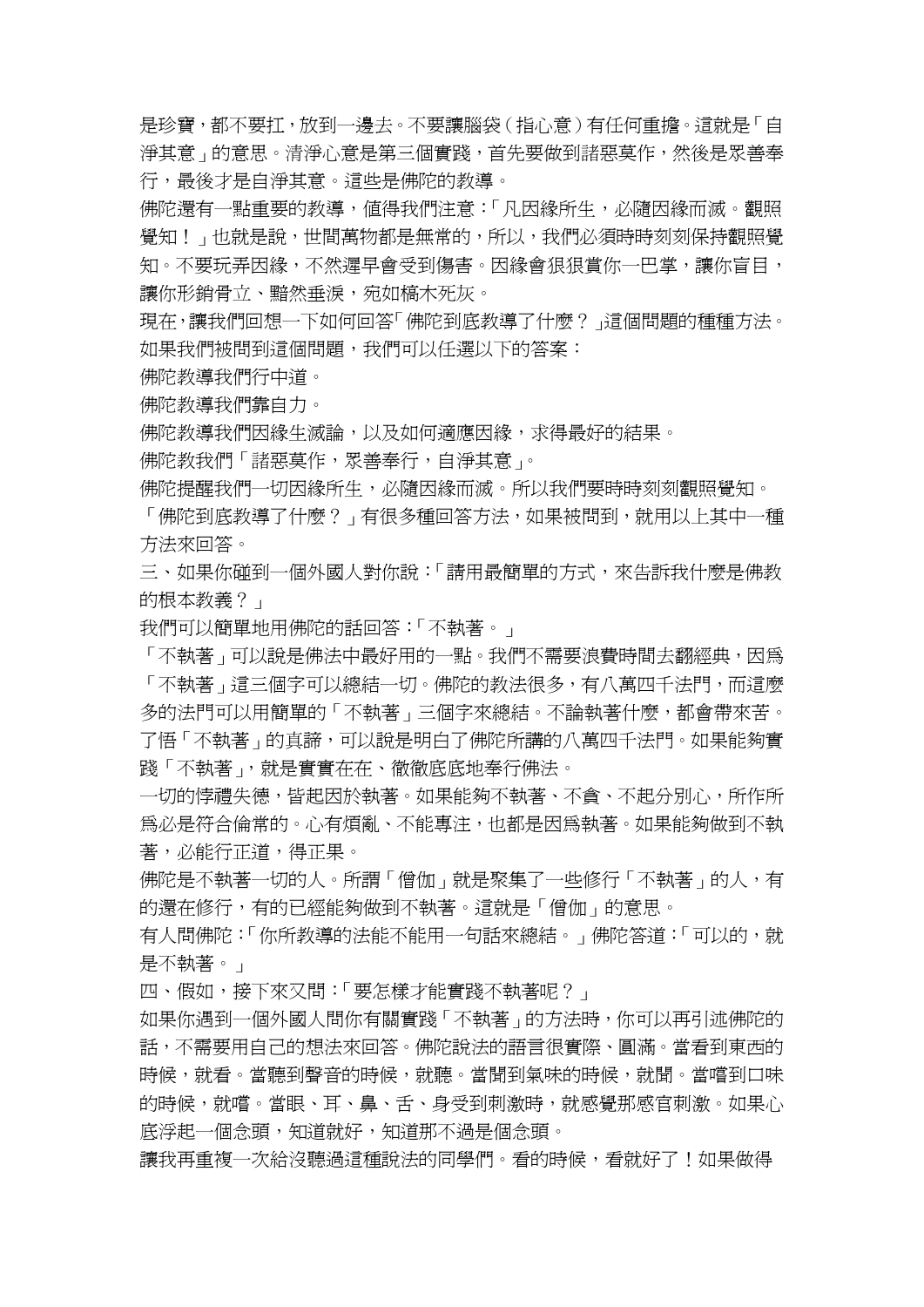是珍寶，都不要扛，放到一邊去。不要讓腦袋（指心意）有任何重擔。這就是「自淨其意」的意思。清淨心意是第三個實踐，首先要做到諸惡莫作，然後是眾善奉行，最後才是自淨其意。這些是佛陀的教導。

佛陀還有一點重要的教導，值得我們注意：「凡因緣所生，必隨因緣而滅。觀照覺知！」也就是說，世間萬物都是無常的，所以，我們必須時時刻刻保持觀照覺知。不要玩弄因緣，不然遲早會受到傷害。因緣會狠狠賞你一巴掌，讓你盲目，讓你形銷骨立、黯然垂淚，宛如槁木死灰。

現在，讓我們回想一下如何回答「佛陀到底教導了什麼？」這個問題的種種方法。如果我們被問到這個問題，我們可以任選以下的答案：

佛陀教導我們行中道。

佛陀教導我們靠自力。

佛陀教導我們因緣生滅論，以及如何適應因緣，求得最好的結果。

佛陀教我們「諸惡莫作，眾善奉行，自淨其意」。

佛陀提醒我們一切因緣所生，必隨因緣而滅。所以我們要時時刻刻觀照覺知。

「佛陀到底教導了什麼？」有很多種回答方法，如果被問到，就用以上其中一種方法來回答。

三、如果你碰到一個外國人對你說：「請用最簡單的方式，來告訴我什麼是佛教的根本教義？」

我們可以簡單地用佛陀的話回答：「不執著。」

「不執著」可以說是佛法中最好用的一點。我們不需要浪費時間去翻經典，因為「不執著」這三個字可以總結一切。佛陀的教法很多，有八萬四千法門，而這麼多的法門可以用簡單的「不執著」三個字來總結。不論執著什麼，都會帶來苦。了悟「不執著」的真諦，可以說是明白了佛陀所講的八萬四千法門。如果能夠實踐「不執著」，就是實實在在、徹徹底底地奉行佛法。

一切的悖禮失德，皆起因於執著。如果能夠不執著、不貪、不起分別心，所作所為必是符合倫常的。心有煩亂、不能專注，也都是因為執著。如果能夠做到不執著，必能行正道，得正果。

佛陀是不執著一切的人。所謂「僧伽」就是聚集了一些修行「不執著」的人，有的還在修行，有的已經能夠做到不執著。這就是「僧伽」的意思。

有人問佛陀：「你所教導的法能不能用一句話來總結。」佛陀答道：「可以的，就是不執著。」

四、假如，接下來又問：「要怎樣才能實踐不執著呢？」

如果你遇到一個外國人問你有關實踐「不執著」的方法時，你可以再引述佛陀的話，不需要用自己的想法來回答。佛陀說法的語言很實際、圓滿。當看到東西的時候，就看。當聽到聲音的時候，就聽。當聞到氣味的時候，就聞。當嚐到口味的時候，就嚐。當眼、耳、鼻、舌、身受到刺激時，就感覺那感官刺激。如果心底浮起一個念頭，知道就好，知道那不過是個念頭。

讓我再重複一次給沒聽過這種說法的同學們。看的時候，看就好了！如果做得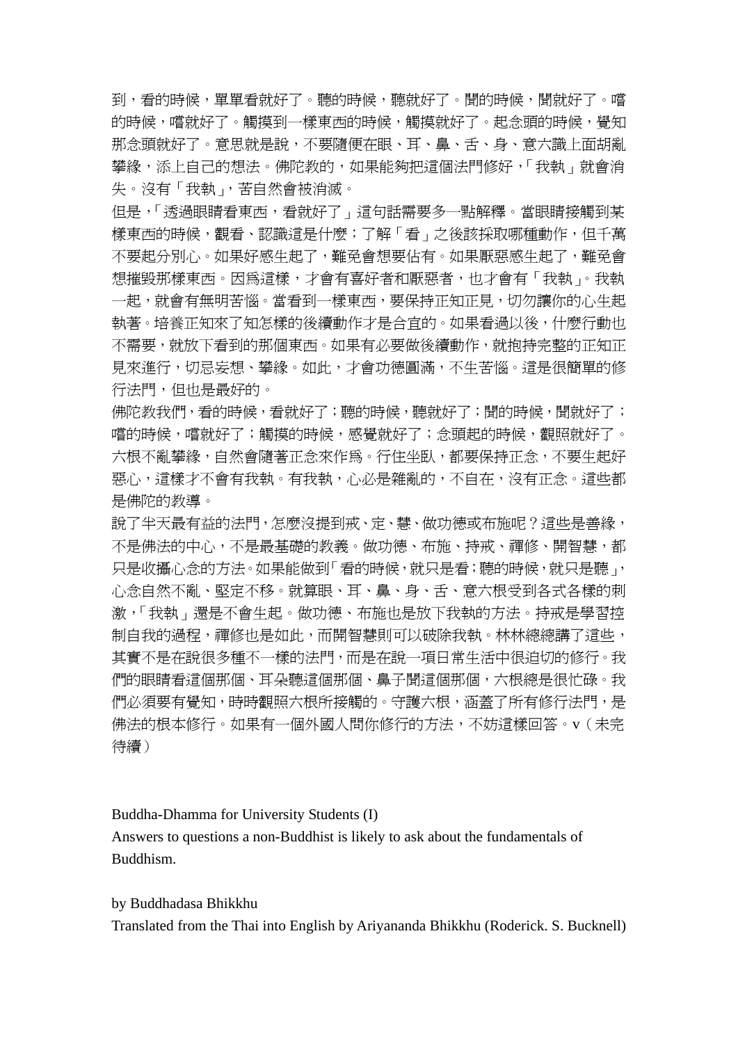到，看的時候，單單看就好了。聽的時候，聽就好了。聞的時候，聞就好了。嚐的時候，嚐就好了。觸摸到一樣東西的時候，觸摸就好了。起念頭的時候，覺知那念頭就好了。意思就是說，不要隨便在眼、耳、鼻、舌、身、意六識上面胡亂攀緣，添上自己的想法。佛陀教的，如果能夠把這個法門修好，「我執」就會消失。沒有「我執」，苦自然會被消滅。

但是，「透過眼睛看東西，看就好了」這句話需要多一點解釋。當眼睛接觸到某樣東西的時候，觀看、認識這是什麼；了解「看」之後該採取哪種動作，但千萬不要起分別心。如果好感生起了，難免會想要佔有。如果厭惡感生起了，難免會想摧毀那樣東西。因爲這樣，才會有喜好者和厭惡者，也才會有「我執」。我執一起，就會有無明苦惱。當看到一樣東西，要保持正知正見，切勿讓你的心生起執著。培養正知來了知怎樣的後續動作才是合宜的。如果看過以後，什麼行動也不需要，就放下看到的那個東西。如果有必要做後續動作，就抱持完整的正知正見來進行，切忌妄想、攀緣。如此，才會功德圓滿，不生苦惱。這是很簡單的修行法門，但也是最好的。

佛陀教我們，看的時候，看就好了；聽的時候，聽就好了；聞的時候，聞就好了；嚐的時候，嚐就好了；觸摸的時候，感覺就好了；念頭起的時候，觀照就好了。六根不亂攀緣，自然會隨著正念來作爲。行住坐臥，都要保持正念，不要生起好惡心，這樣才不會有我執。有我執，心必是雜亂的，不自在，沒有正念。這些都是佛陀的教導。

說了半天最有益的法門，怎麼沒提到戒、定、慧、做功德或布施呢？這些是善緣，不是佛法的中心，不是最基礎的教義。做功德、布施、持戒、禪修、開智慧，都只是收攝心念的方法。如果能做到「看的時候，就只是看；聽的時候，就只是聽」，心念自然不亂、堅定不移。就算眼、耳、鼻、身、舌、意六根受到各式各樣的刺激，「我執」還是不會生起。做功德、布施也是放下我執的方法。持戒是學習控制自我的過程，禪修也是如此，而開智慧則可以破除我執。林林總總講了這些，其實不是在說很多種不一樣的法門，而是在說一項日常生活中很迫切的修行。我們的眼睛看這個那個、耳朵聽這個那個、鼻子聞這個那個，六根總是很忙碌。我們必須要有覺知，時時觀照六根所接觸的。守護六根，涵蓋了所有修行法門，是佛法的根本修行。如果有一個外國人問你修行的方法，不妨這樣回答。v（未完待續）

Buddha-Dhamma for University Students (I)
Answers to questions a non-Buddhist is likely to ask about the fundamentals of Buddhism.

by Buddhadasa Bhikkhu
Translated from the Thai into English by Ariyananda Bhikkhu (Roderick. S. Bucknell)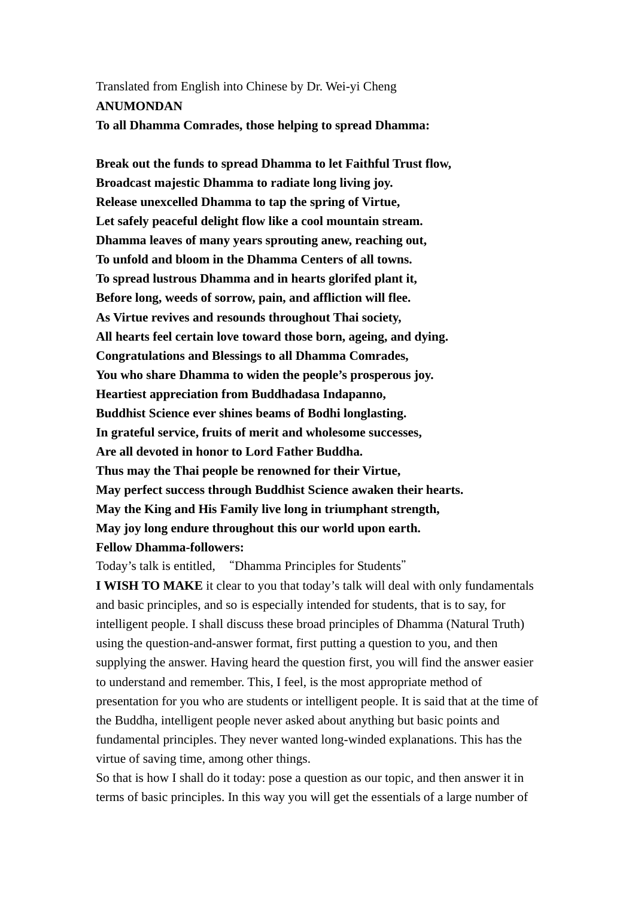Translated from English into Chinese by Dr. Wei-yi Cheng

**ANUMONDAN**

**To all Dhamma Comrades, those helping to spread Dhamma:**

**Break out the funds to spread Dhamma to let Faithful Trust flow,**
**Broadcast majestic Dhamma to radiate long living joy.**
**Release unexcelled Dhamma to tap the spring of Virtue,**
**Let safely peaceful delight flow like a cool mountain stream.**
**Dhamma leaves of many years sprouting anew, reaching out,**
**To unfold and bloom in the Dhamma Centers of all towns.**
**To spread lustrous Dhamma and in hearts glorifed plant it,**
**Before long, weeds of sorrow, pain, and affliction will flee.**
**As Virtue revives and resounds throughout Thai society,**
**All hearts feel certain love toward those born, ageing, and dying.**
**Congratulations and Blessings to all Dhamma Comrades,**
**You who share Dhamma to widen the people's prosperous joy.**
**Heartiest appreciation from Buddhadasa Indapanno,**
**Buddhist Science ever shines beams of Bodhi longlasting.**
**In grateful service, fruits of merit and wholesome successes,**
**Are all devoted in honor to Lord Father Buddha.**
**Thus may the Thai people be renowned for their Virtue,**
**May perfect success through Buddhist Science awaken their hearts.**
**May the King and His Family live long in triumphant strength,**
**May joy long endure throughout this our world upon earth.**

**Fellow Dhamma-followers:**

Today's talk is entitled, "Dhamma Principles for Students"

**I WISH TO MAKE** it clear to you that today's talk will deal with only fundamentals and basic principles, and so is especially intended for students, that is to say, for intelligent people. I shall discuss these broad principles of Dhamma (Natural Truth) using the question-and-answer format, first putting a question to you, and then supplying the answer. Having heard the question first, you will find the answer easier to understand and remember. This, I feel, is the most appropriate method of presentation for you who are students or intelligent people. It is said that at the time of the Buddha, intelligent people never asked about anything but basic points and fundamental principles. They never wanted long-winded explanations. This has the virtue of saving time, among other things.

So that is how I shall do it today: pose a question as our topic, and then answer it in terms of basic principles. In this way you will get the essentials of a large number of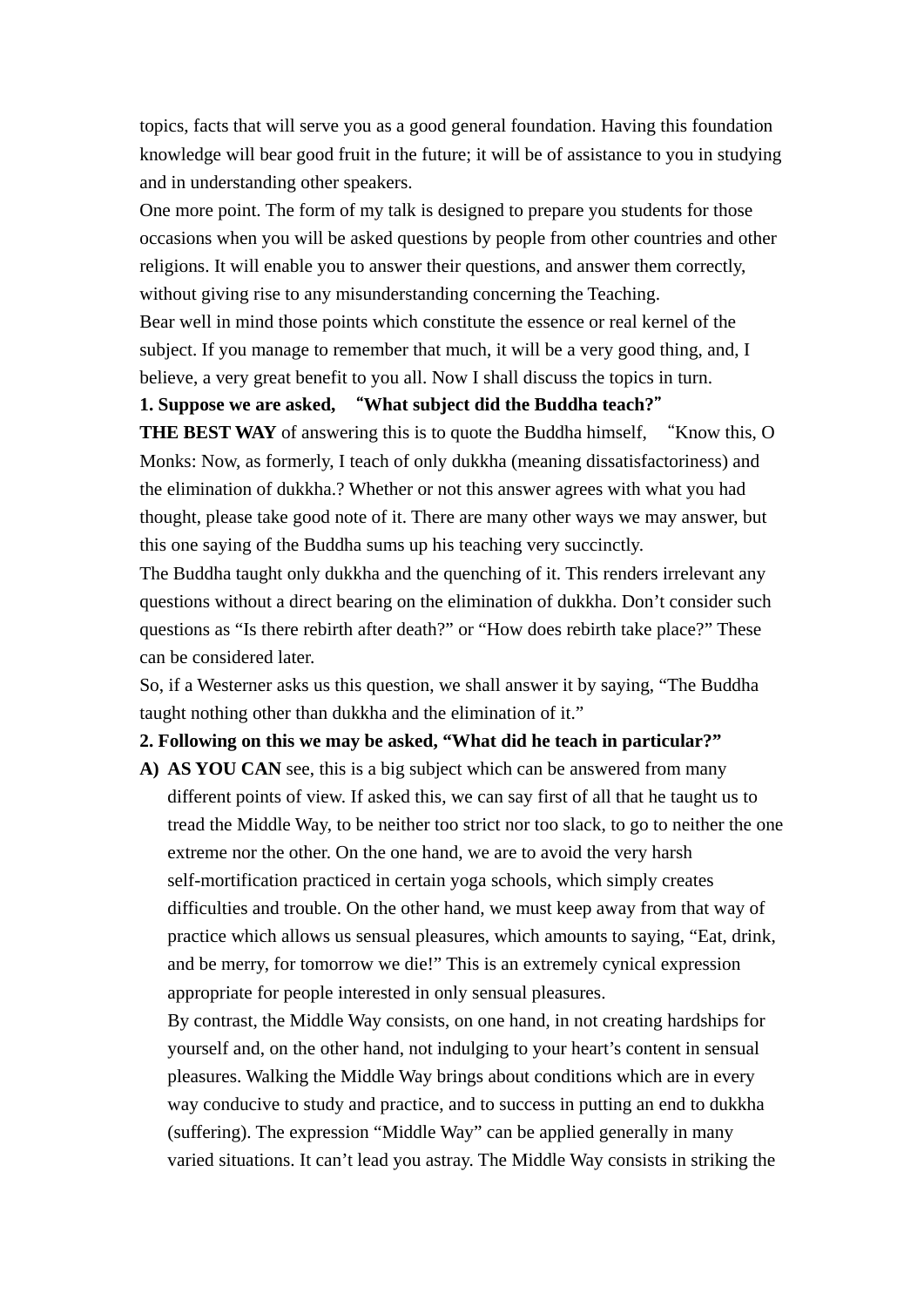topics, facts that will serve you as a good general foundation. Having this foundation knowledge will bear good fruit in the future; it will be of assistance to you in studying and in understanding other speakers.

One more point. The form of my talk is designed to prepare you students for those occasions when you will be asked questions by people from other countries and other religions. It will enable you to answer their questions, and answer them correctly, without giving rise to any misunderstanding concerning the Teaching.

Bear well in mind those points which constitute the essence or real kernel of the subject. If you manage to remember that much, it will be a very good thing, and, I believe, a very great benefit to you all. Now I shall discuss the topics in turn.

**1. Suppose we are asked, "What subject did the Buddha teach?"**

**THE BEST WAY** of answering this is to quote the Buddha himself, "Know this, O Monks: Now, as formerly, I teach of only dukkha (meaning dissatisfactoriness) and the elimination of dukkha.? Whether or not this answer agrees with what you had thought, please take good note of it. There are many other ways we may answer, but this one saying of the Buddha sums up his teaching very succinctly.

The Buddha taught only dukkha and the quenching of it. This renders irrelevant any questions without a direct bearing on the elimination of dukkha. Don't consider such questions as "Is there rebirth after death?" or "How does rebirth take place?" These can be considered later.

So, if a Westerner asks us this question, we shall answer it by saying, "The Buddha taught nothing other than dukkha and the elimination of it."

**2. Following on this we may be asked, "What did he teach in particular?"**

**A)** **AS YOU CAN** see, this is a big subject which can be answered from many different points of view. If asked this, we can say first of all that he taught us to tread the Middle Way, to be neither too strict nor too slack, to go to neither the one extreme nor the other. On the one hand, we are to avoid the very harsh self-mortification practiced in certain yoga schools, which simply creates difficulties and trouble. On the other hand, we must keep away from that way of practice which allows us sensual pleasures, which amounts to saying, "Eat, drink, and be merry, for tomorrow we die!" This is an extremely cynical expression appropriate for people interested in only sensual pleasures.

By contrast, the Middle Way consists, on one hand, in not creating hardships for yourself and, on the other hand, not indulging to your heart's content in sensual pleasures. Walking the Middle Way brings about conditions which are in every way conducive to study and practice, and to success in putting an end to dukkha (suffering). The expression "Middle Way" can be applied generally in many varied situations. It can't lead you astray. The Middle Way consists in striking the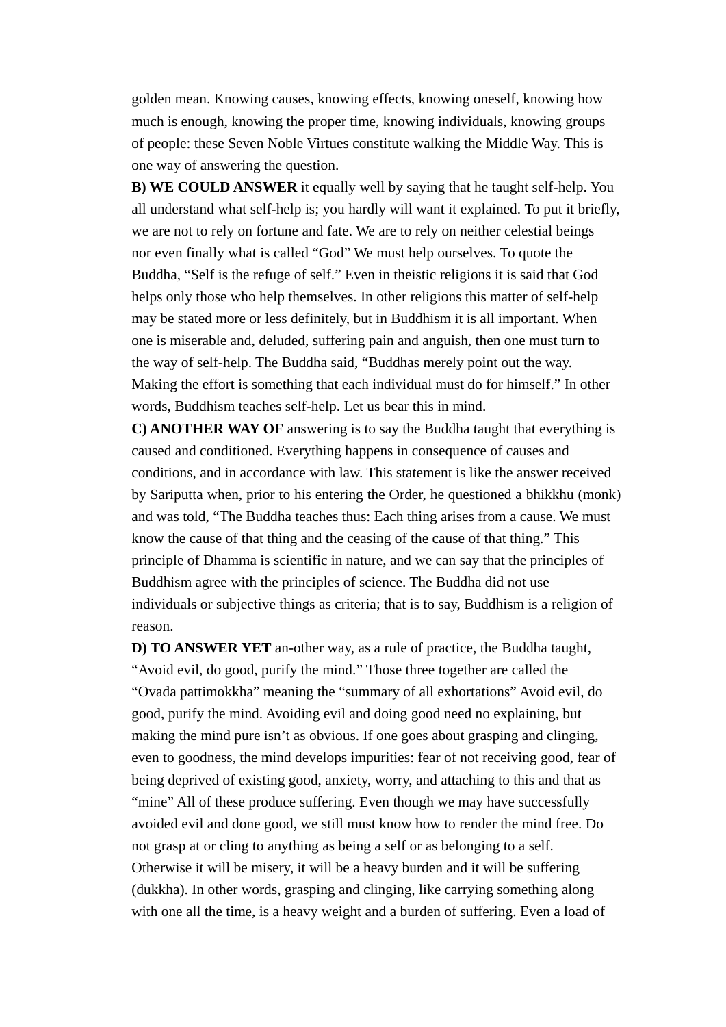golden mean. Knowing causes, knowing effects, knowing oneself, knowing how much is enough, knowing the proper time, knowing individuals, knowing groups of people: these Seven Noble Virtues constitute walking the Middle Way. This is one way of answering the question.

**B) WE COULD ANSWER** it equally well by saying that he taught self-help. You all understand what self-help is; you hardly will want it explained. To put it briefly, we are not to rely on fortune and fate. We are to rely on neither celestial beings nor even finally what is called "God" We must help ourselves. To quote the Buddha, "Self is the refuge of self." Even in theistic religions it is said that God helps only those who help themselves. In other religions this matter of self-help may be stated more or less definitely, but in Buddhism it is all important. When one is miserable and, deluded, suffering pain and anguish, then one must turn to the way of self-help. The Buddha said, "Buddhas merely point out the way. Making the effort is something that each individual must do for himself." In other words, Buddhism teaches self-help. Let us bear this in mind.

**C) ANOTHER WAY OF** answering is to say the Buddha taught that everything is caused and conditioned. Everything happens in consequence of causes and conditions, and in accordance with law. This statement is like the answer received by Sariputta when, prior to his entering the Order, he questioned a bhikkhu (monk) and was told, "The Buddha teaches thus: Each thing arises from a cause. We must know the cause of that thing and the ceasing of the cause of that thing." This principle of Dhamma is scientific in nature, and we can say that the principles of Buddhism agree with the principles of science. The Buddha did not use individuals or subjective things as criteria; that is to say, Buddhism is a religion of reason.

**D) TO ANSWER YET** an-other way, as a rule of practice, the Buddha taught, "Avoid evil, do good, purify the mind." Those three together are called the "Ovada pattimokkha" meaning the "summary of all exhortations" Avoid evil, do good, purify the mind. Avoiding evil and doing good need no explaining, but making the mind pure isn't as obvious. If one goes about grasping and clinging, even to goodness, the mind develops impurities: fear of not receiving good, fear of being deprived of existing good, anxiety, worry, and attaching to this and that as "mine" All of these produce suffering. Even though we may have successfully avoided evil and done good, we still must know how to render the mind free. Do not grasp at or cling to anything as being a self or as belonging to a self. Otherwise it will be misery, it will be a heavy burden and it will be suffering (dukkha). In other words, grasping and clinging, like carrying something along with one all the time, is a heavy weight and a burden of suffering. Even a load of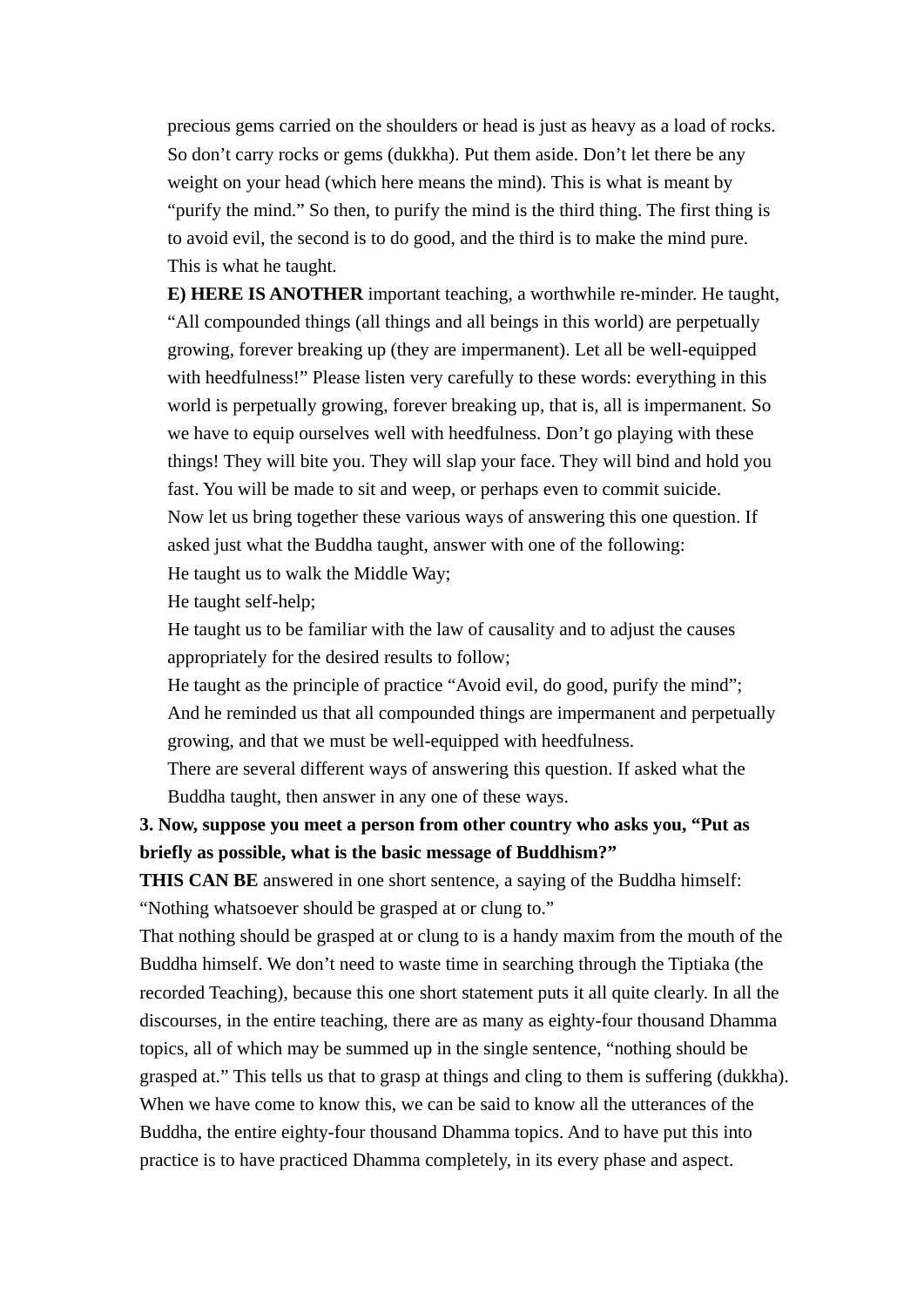precious gems carried on the shoulders or head is just as heavy as a load of rocks. So don't carry rocks or gems (dukkha). Put them aside. Don't let there be any weight on your head (which here means the mind). This is what is meant by "purify the mind." So then, to purify the mind is the third thing. The first thing is to avoid evil, the second is to do good, and the third is to make the mind pure. This is what he taught.

**E) HERE IS ANOTHER** important teaching, a worthwhile re-minder. He taught, "All compounded things (all things and all beings in this world) are perpetually growing, forever breaking up (they are impermanent). Let all be well-equipped with heedfulness!" Please listen very carefully to these words: everything in this world is perpetually growing, forever breaking up, that is, all is impermanent. So we have to equip ourselves well with heedfulness. Don't go playing with these things! They will bite you. They will slap your face. They will bind and hold you fast. You will be made to sit and weep, or perhaps even to commit suicide.

Now let us bring together these various ways of answering this one question. If asked just what the Buddha taught, answer with one of the following:

He taught us to walk the Middle Way;

He taught self-help;

He taught us to be familiar with the law of causality and to adjust the causes appropriately for the desired results to follow;

He taught as the principle of practice "Avoid evil, do good, purify the mind";

And he reminded us that all compounded things are impermanent and perpetually growing, and that we must be well-equipped with heedfulness.

There are several different ways of answering this question. If asked what the Buddha taught, then answer in any one of these ways.

**3. Now, suppose you meet a person from other country who asks you, "Put as briefly as possible, what is the basic message of Buddhism?"**

**THIS CAN BE** answered in one short sentence, a saying of the Buddha himself: "Nothing whatsoever should be grasped at or clung to."

That nothing should be grasped at or clung to is a handy maxim from the mouth of the Buddha himself. We don't need to waste time in searching through the Tiptiaka (the recorded Teaching), because this one short statement puts it all quite clearly. In all the discourses, in the entire teaching, there are as many as eighty-four thousand Dhamma topics, all of which may be summed up in the single sentence, "nothing should be grasped at." This tells us that to grasp at things and cling to them is suffering (dukkha). When we have come to know this, we can be said to know all the utterances of the Buddha, the entire eighty-four thousand Dhamma topics. And to have put this into practice is to have practiced Dhamma completely, in its every phase and aspect.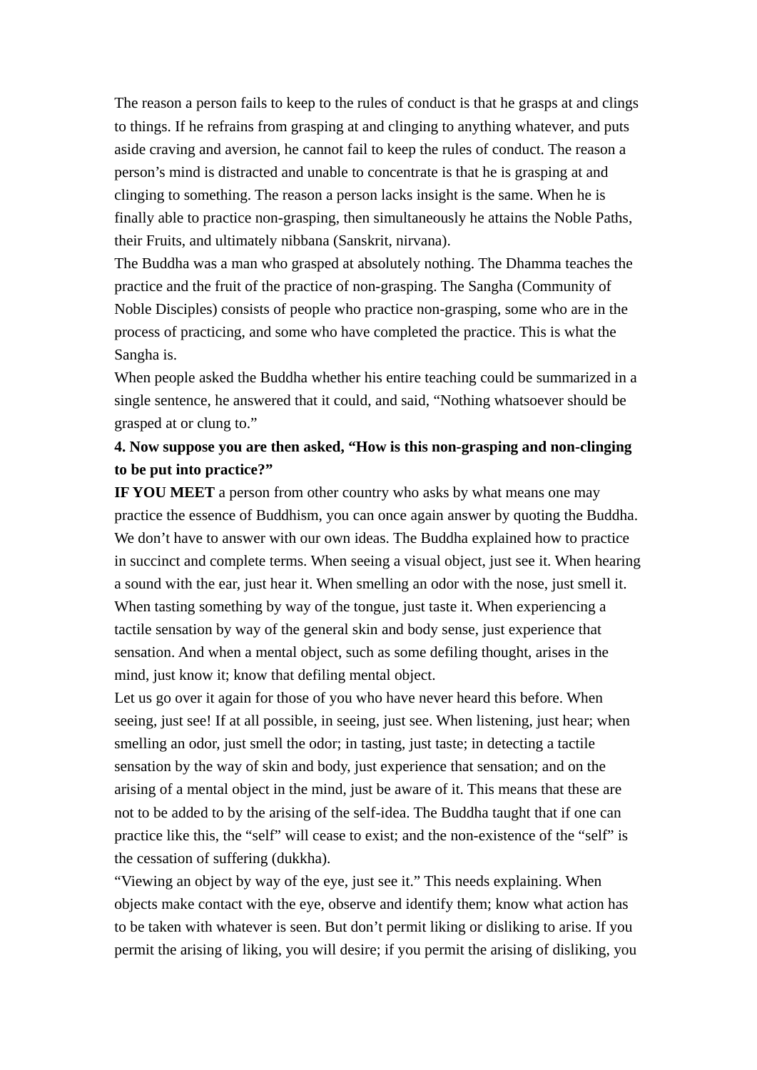The reason a person fails to keep to the rules of conduct is that he grasps at and clings to things. If he refrains from grasping at and clinging to anything whatever, and puts aside craving and aversion, he cannot fail to keep the rules of conduct. The reason a person's mind is distracted and unable to concentrate is that he is grasping at and clinging to something. The reason a person lacks insight is the same. When he is finally able to practice non-grasping, then simultaneously he attains the Noble Paths, their Fruits, and ultimately nibbana (Sanskrit, nirvana).

The Buddha was a man who grasped at absolutely nothing. The Dhamma teaches the practice and the fruit of the practice of non-grasping. The Sangha (Community of Noble Disciples) consists of people who practice non-grasping, some who are in the process of practicing, and some who have completed the practice. This is what the Sangha is.

When people asked the Buddha whether his entire teaching could be summarized in a single sentence, he answered that it could, and said, "Nothing whatsoever should be grasped at or clung to."

**4. Now suppose you are then asked, "How is this non-grasping and non-clinging to be put into practice?"**

**IF YOU MEET** a person from other country who asks by what means one may practice the essence of Buddhism, you can once again answer by quoting the Buddha. We don't have to answer with our own ideas. The Buddha explained how to practice in succinct and complete terms. When seeing a visual object, just see it. When hearing a sound with the ear, just hear it. When smelling an odor with the nose, just smell it. When tasting something by way of the tongue, just taste it. When experiencing a tactile sensation by way of the general skin and body sense, just experience that sensation. And when a mental object, such as some defiling thought, arises in the mind, just know it; know that defiling mental object.

Let us go over it again for those of you who have never heard this before. When seeing, just see! If at all possible, in seeing, just see. When listening, just hear; when smelling an odor, just smell the odor; in tasting, just taste; in detecting a tactile sensation by the way of skin and body, just experience that sensation; and on the arising of a mental object in the mind, just be aware of it. This means that these are not to be added to by the arising of the self-idea. The Buddha taught that if one can practice like this, the "self" will cease to exist; and the non-existence of the "self" is the cessation of suffering (dukkha).

"Viewing an object by way of the eye, just see it." This needs explaining. When objects make contact with the eye, observe and identify them; know what action has to be taken with whatever is seen. But don't permit liking or disliking to arise. If you permit the arising of liking, you will desire; if you permit the arising of disliking, you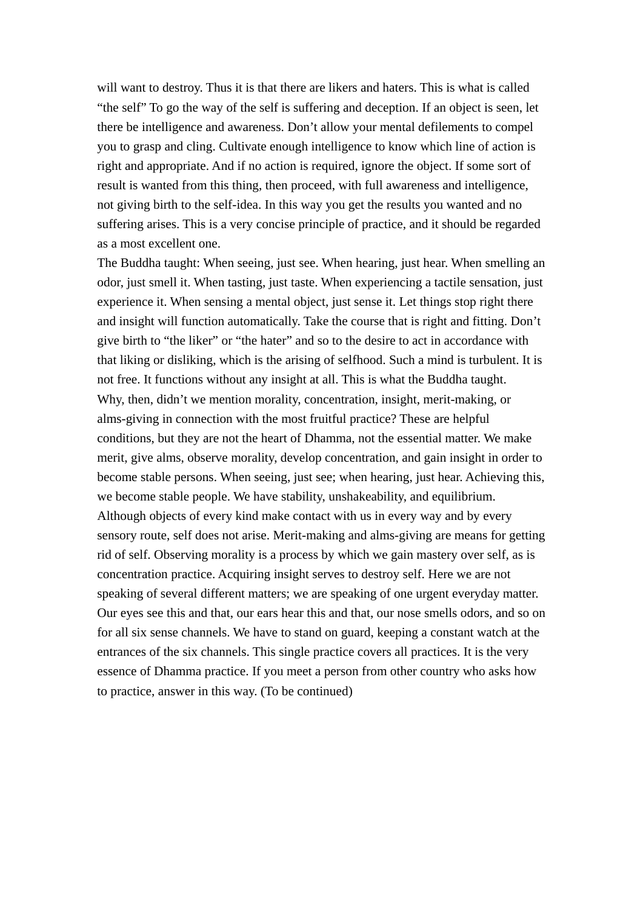will want to destroy. Thus it is that there are likers and haters. This is what is called “the self” To go the way of the self is suffering and deception. If an object is seen, let there be intelligence and awareness. Don’t allow your mental defilements to compel you to grasp and cling. Cultivate enough intelligence to know which line of action is right and appropriate. And if no action is required, ignore the object. If some sort of result is wanted from this thing, then proceed, with full awareness and intelligence, not giving birth to the self-idea. In this way you get the results you wanted and no suffering arises. This is a very concise principle of practice, and it should be regarded as a most excellent one.

The Buddha taught: When seeing, just see. When hearing, just hear. When smelling an odor, just smell it. When tasting, just taste. When experiencing a tactile sensation, just experience it. When sensing a mental object, just sense it. Let things stop right there and insight will function automatically. Take the course that is right and fitting. Don’t give birth to “the liker” or “the hater” and so to the desire to act in accordance with that liking or disliking, which is the arising of selfhood. Such a mind is turbulent. It is not free. It functions without any insight at all. This is what the Buddha taught.

Why, then, didn’t we mention morality, concentration, insight, merit-making, or alms-giving in connection with the most fruitful practice? These are helpful conditions, but they are not the heart of Dhamma, not the essential matter. We make merit, give alms, observe morality, develop concentration, and gain insight in order to become stable persons. When seeing, just see; when hearing, just hear. Achieving this, we become stable people. We have stability, unshakeability, and equilibrium. Although objects of every kind make contact with us in every way and by every sensory route, self does not arise. Merit-making and alms-giving are means for getting rid of self. Observing morality is a process by which we gain mastery over self, as is concentration practice. Acquiring insight serves to destroy self. Here we are not speaking of several different matters; we are speaking of one urgent everyday matter. Our eyes see this and that, our ears hear this and that, our nose smells odors, and so on for all six sense channels. We have to stand on guard, keeping a constant watch at the entrances of the six channels. This single practice covers all practices. It is the very essence of Dhamma practice. If you meet a person from other country who asks how to practice, answer in this way. (To be continued)